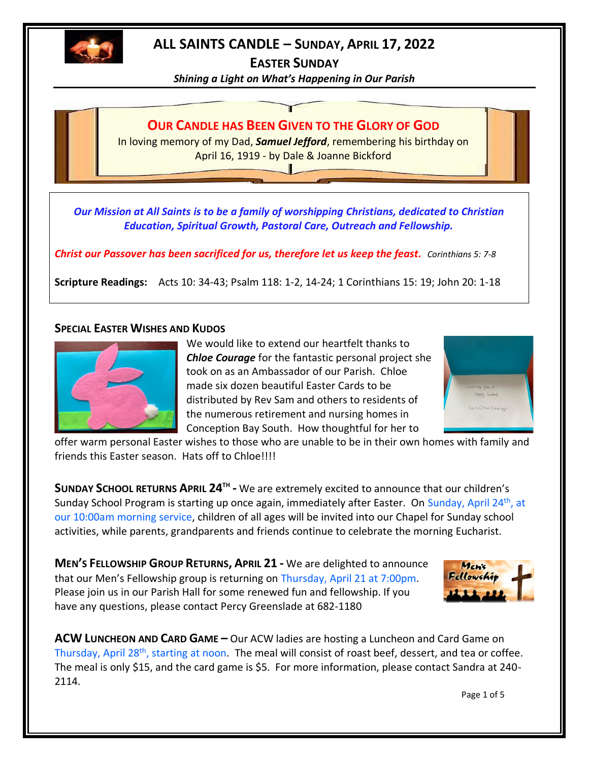# ALL SAINTS CANDLE – SUNDAY, APRIL 17, 2022

## EASTER SUNDAY

***Shining a Light on What's Happening in Our Parish***

## OUR CANDLE HAS BEEN GIVEN TO THE GLORY OF GOD

In loving memory of my Dad, ***Samuel Jefford***, remembering his birthday on April 16, 1919 - by Dale & Joanne Bickford

***Our Mission at All Saints is to be a family of worshipping Christians, dedicated to Christian Education, Spiritual Growth, Pastoral Care, Outreach and Fellowship.***

***Christ our Passover has been sacrificed for us, therefore let us keep the feast.*** *Corinthians 5: 7-8*

**Scripture Readings:** Acts 10: 34-43; Psalm 118: 1-2, 14-24; 1 Corinthians 15: 19; John 20: 1-18

### SPECIAL EASTER WISHES AND KUDOS

We would like to extend our heartfelt thanks to ***Chloe Courage*** for the fantastic personal project she took on as an Ambassador of our Parish. Chloe made six dozen beautiful Easter Cards to be distributed by Rev Sam and others to residents of the numerous retirement and nursing homes in Conception Bay South. How thoughtful for her to offer warm personal Easter wishes to those who are unable to be in their own homes with family and friends this Easter season. Hats off to Chloe!!!!

**SUNDAY SCHOOL RETURNS APRIL 24TH -** We are extremely excited to announce that our children's Sunday School Program is starting up once again, immediately after Easter. On Sunday, April 24th, at our 10:00am morning service, children of all ages will be invited into our Chapel for Sunday school activities, while parents, grandparents and friends continue to celebrate the morning Eucharist.

**MEN'S FELLOWSHIP GROUP RETURNS, APRIL 21 -** We are delighted to announce that our Men's Fellowship group is returning on Thursday, April 21 at 7:00pm. Please join us in our Parish Hall for some renewed fun and fellowship. If you have any questions, please contact Percy Greenslade at 682-1180

**ACW LUNCHEON AND CARD GAME –** Our ACW ladies are hosting a Luncheon and Card Game on Thursday, April 28th, starting at noon. The meal will consist of roast beef, dessert, and tea or coffee. The meal is only $15, and the card game is $5. For more information, please contact Sandra at 240-2114.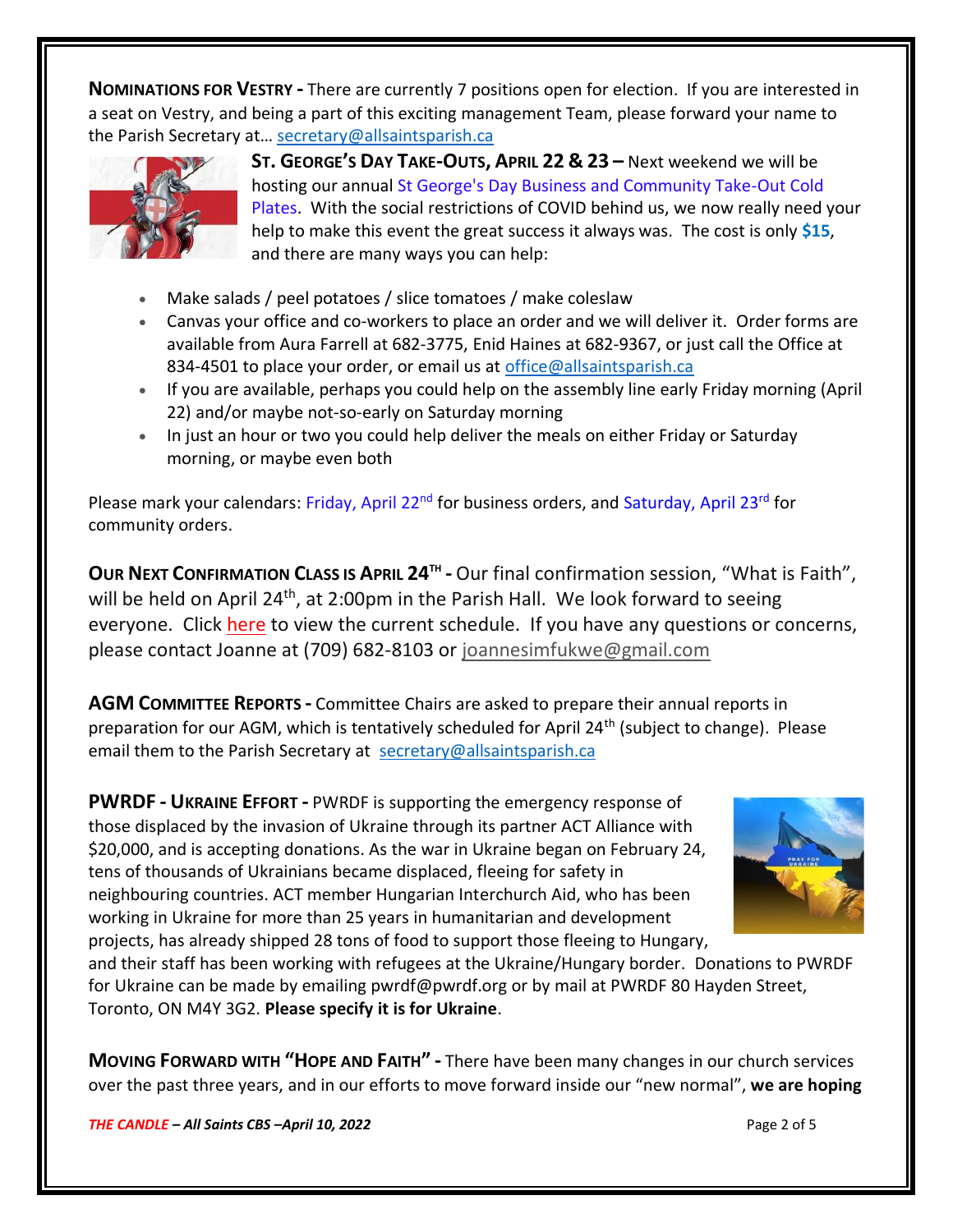**NOMINATIONS FOR VESTRY -** There are currently 7 positions open for election. If you are interested in a seat on Vestry, and being a part of this exciting management Team, please forward your name to the Parish Secretary at… secretary@allsaintsparish.ca

**ST. GEORGE'S DAY TAKE-OUTS, APRIL 22 & 23 –** Next weekend we will be hosting our annual St George's Day Business and Community Take-Out Cold Plates. With the social restrictions of COVID behind us, we now really need your help to make this event the great success it always was. The cost is only **$15**, and there are many ways you can help:

- Make salads / peel potatoes / slice tomatoes / make coleslaw
- Canvas your office and co-workers to place an order and we will deliver it. Order forms are available from Aura Farrell at 682-3775, Enid Haines at 682-9367, or just call the Office at 834-4501 to place your order, or email us at office@allsaintsparish.ca
- If you are available, perhaps you could help on the assembly line early Friday morning (April 22) and/or maybe not-so-early on Saturday morning
- In just an hour or two you could help deliver the meals on either Friday or Saturday morning, or maybe even both

Please mark your calendars: Friday, April 22nd for business orders, and Saturday, April 23rd for community orders.

**OUR NEXT CONFIRMATION CLASS IS APRIL 24TH -** Our final confirmation session, "What is Faith", will be held on April 24th, at 2:00pm in the Parish Hall. We look forward to seeing everyone. Click here to view the current schedule. If you have any questions or concerns, please contact Joanne at (709) 682-8103 or joannesimfukwe@gmail.com

**AGM COMMITTEE REPORTS -** Committee Chairs are asked to prepare their annual reports in preparation for our AGM, which is tentatively scheduled for April 24th (subject to change). Please email them to the Parish Secretary at secretary@allsaintsparish.ca

**PWRDF - UKRAINE EFFORT -** PWRDF is supporting the emergency response of those displaced by the invasion of Ukraine through its partner ACT Alliance with $20,000, and is accepting donations. As the war in Ukraine began on February 24, tens of thousands of Ukrainians became displaced, fleeing for safety in neighbouring countries. ACT member Hungarian Interchurch Aid, who has been working in Ukraine for more than 25 years in humanitarian and development projects, has already shipped 28 tons of food to support those fleeing to Hungary, and their staff has been working with refugees at the Ukraine/Hungary border. Donations to PWRDF for Ukraine can be made by emailing pwrdf@pwrdf.org or by mail at PWRDF 80 Hayden Street, Toronto, ON M4Y 3G2. **Please specify it is for Ukraine**.

**MOVING FORWARD WITH "HOPE AND FAITH" -** There have been many changes in our church services over the past three years, and in our efforts to move forward inside our "new normal", **we are hoping**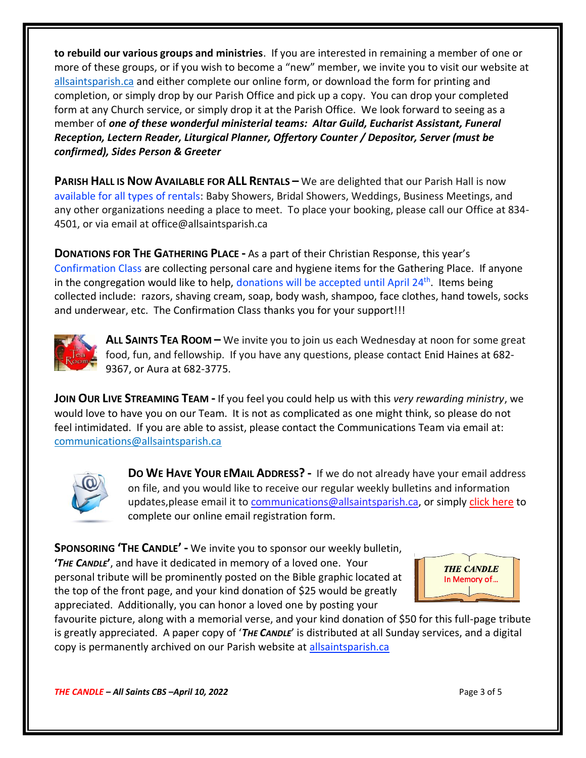**to rebuild our various groups and ministries**. If you are interested in remaining a member of one or more of these groups, or if you wish to become a "new" member, we invite you to visit our website at allsaintsparish.ca and either complete our online form, or download the form for printing and completion, or simply drop by our Parish Office and pick up a copy. You can drop your completed form at any Church service, or simply drop it at the Parish Office. We look forward to seeing as a member of ***one of these wonderful ministerial teams: Altar Guild, Eucharist Assistant, Funeral Reception, Lectern Reader, Liturgical Planner, Offertory Counter / Depositor, Server (must be confirmed), Sides Person & Greeter***

**PARISH HALL IS NOW AVAILABLE FOR ALL RENTALS –** We are delighted that our Parish Hall is now available for all types of rentals: Baby Showers, Bridal Showers, Weddings, Business Meetings, and any other organizations needing a place to meet. To place your booking, please call our Office at 834-4501, or via email at office@allsaintsparish.ca

**DONATIONS FOR THE GATHERING PLACE -** As a part of their Christian Response, this year's Confirmation Class are collecting personal care and hygiene items for the Gathering Place. If anyone in the congregation would like to help, donations will be accepted until April 24th. Items being collected include: razors, shaving cream, soap, body wash, shampoo, face clothes, hand towels, socks and underwear, etc. The Confirmation Class thanks you for your support!!!

**ALL SAINTS TEA ROOM –** We invite you to join us each Wednesday at noon for some great food, fun, and fellowship. If you have any questions, please contact Enid Haines at 682-9367, or Aura at 682-3775.

**JOIN OUR LIVE STREAMING TEAM -** If you feel you could help us with this *very rewarding ministry*, we would love to have you on our Team. It is not as complicated as one might think, so please do not feel intimidated. If you are able to assist, please contact the Communications Team via email at: communications@allsaintsparish.ca

**DO WE HAVE YOUR EMAIL ADDRESS? -** If we do not already have your email address on file, and you would like to receive our regular weekly bulletins and information updates,please email it to communications@allsaintsparish.ca, or simply click here to complete our online email registration form.

**SPONSORING 'THE CANDLE' -** We invite you to sponsor our weekly bulletin, **'*THE CANDLE*'**, and have it dedicated in memory of a loved one. Your personal tribute will be prominently posted on the Bible graphic located at the top of the front page, and your kind donation of $25 would be greatly appreciated. Additionally, you can honor a loved one by posting your favourite picture, along with a memorial verse, and your kind donation of $50 for this full-page tribute is greatly appreciated. A paper copy of '***THE CANDLE***' is distributed at all Sunday services, and a digital copy is permanently archived on our Parish website at allsaintsparish.ca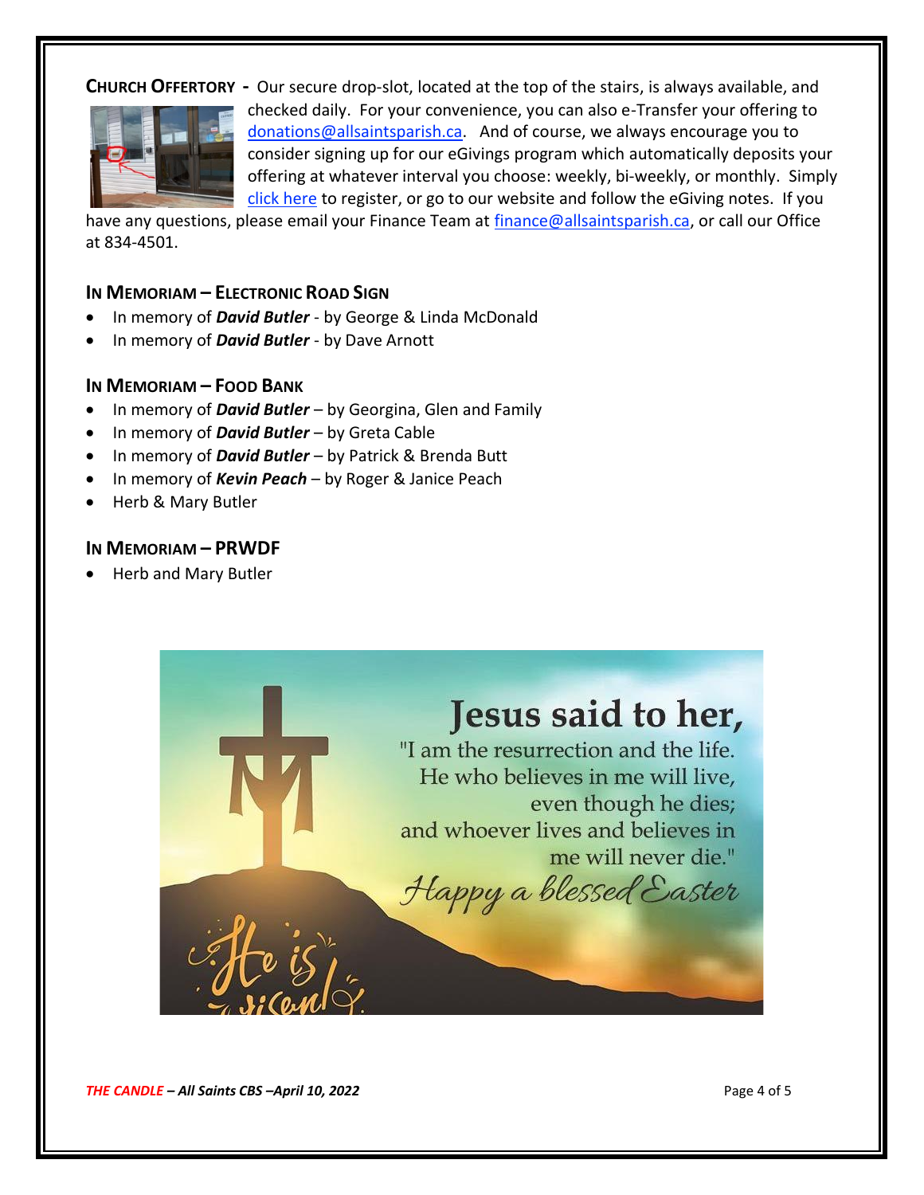**CHURCH OFFERTORY -** Our secure drop-slot, located at the top of the stairs, is always available, and checked daily. For your convenience, you can also e-Transfer your offering to donations@allsaintsparish.ca. And of course, we always encourage you to consider signing up for our eGivings program which automatically deposits your offering at whatever interval you choose: weekly, bi-weekly, or monthly. Simply click here to register, or go to our website and follow the eGiving notes. If you have any questions, please email your Finance Team at finance@allsaintsparish.ca, or call our Office at 834-4501.

### IN MEMORIAM – ELECTRONIC ROAD SIGN

- In memory of ***David Butler*** - by George & Linda McDonald
- In memory of ***David Butler*** - by Dave Arnott

### IN MEMORIAM – FOOD BANK

- In memory of ***David Butler*** – by Georgina, Glen and Family
- In memory of ***David Butler*** – by Greta Cable
- In memory of ***David Butler*** – by Patrick & Brenda Butt
- In memory of ***Kevin Peach*** – by Roger & Janice Peach
- Herb & Mary Butler

### IN MEMORIAM – PRWDF

- Herb and Mary Butler

**Jesus said to her,**

"I am the resurrection and the life. He who believes in me will live, even though he dies; and whoever lives and believes in me will never die."

*Happy a blessed Easter*

*He is risen!*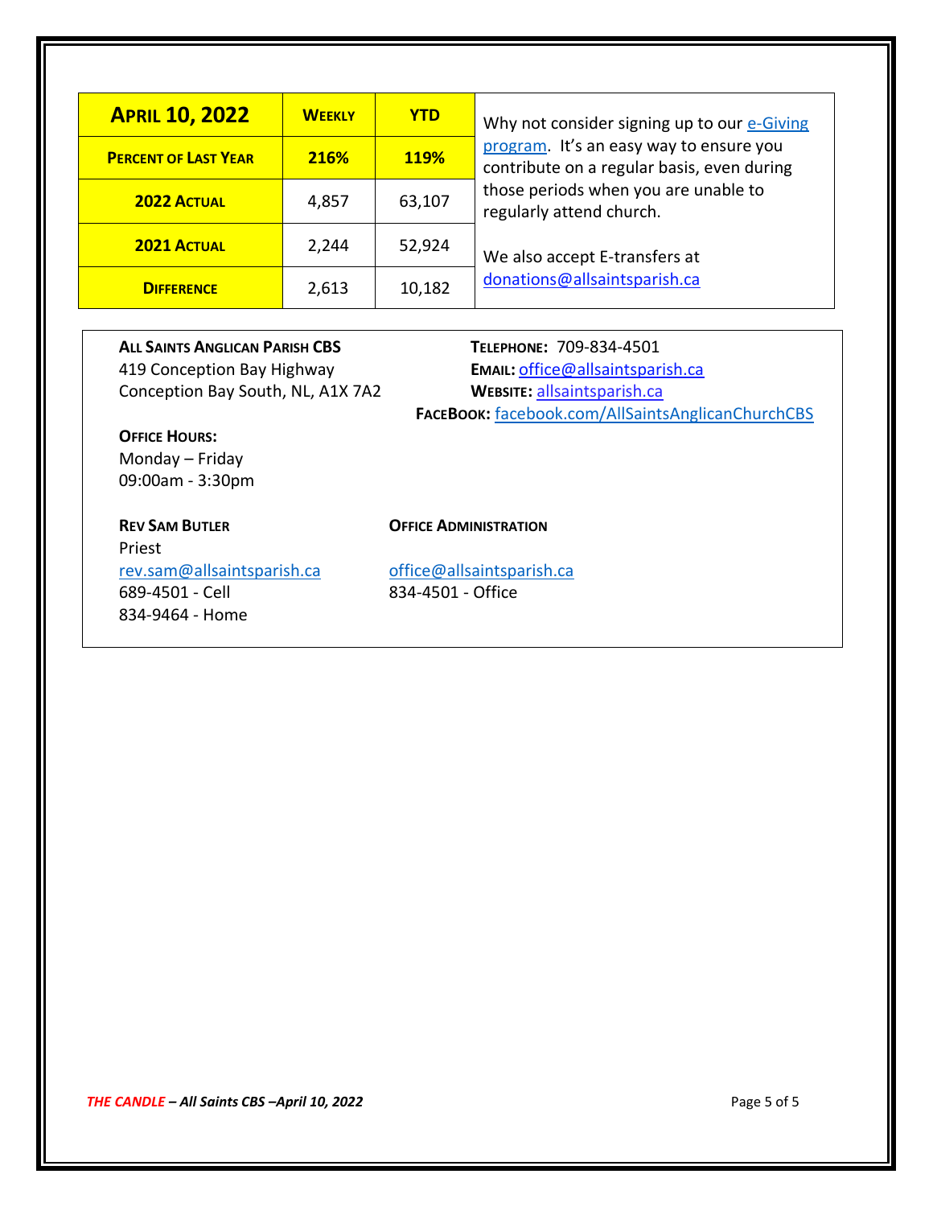| April 10, 2022 | Weekly | YTD |
|---|---|---|
| **Percent of Last Year** | **216%** | **119%** |
| **2022 Actual** | 4,857 | 63,107 |
| **2021 Actual** | 2,244 | 52,924 |
| **Difference** | 2,613 | 10,182 |

Why not consider signing up to our e-Giving program. It's an easy way to ensure you contribute on a regular basis, even during those periods when you are unable to regularly attend church.

We also accept E-transfers at donations@allsaintsparish.ca

**All Saints Anglican Parish CBS**
419 Conception Bay Highway
Conception Bay South, NL, A1X 7A2

**Telephone:** 709-834-4501
**Email:** office@allsaintsparish.ca
**Website:** allsaintsparish.ca
**FaceBook:** facebook.com/AllSaintsAnglicanChurchCBS

**Office Hours:**
Monday – Friday
09:00am - 3:30pm

**Rev Sam Butler**
Priest
rev.sam@allsaintsparish.ca
689-4501 - Cell
834-9464 - Home

**Office Administration**
office@allsaintsparish.ca
834-4501 - Office